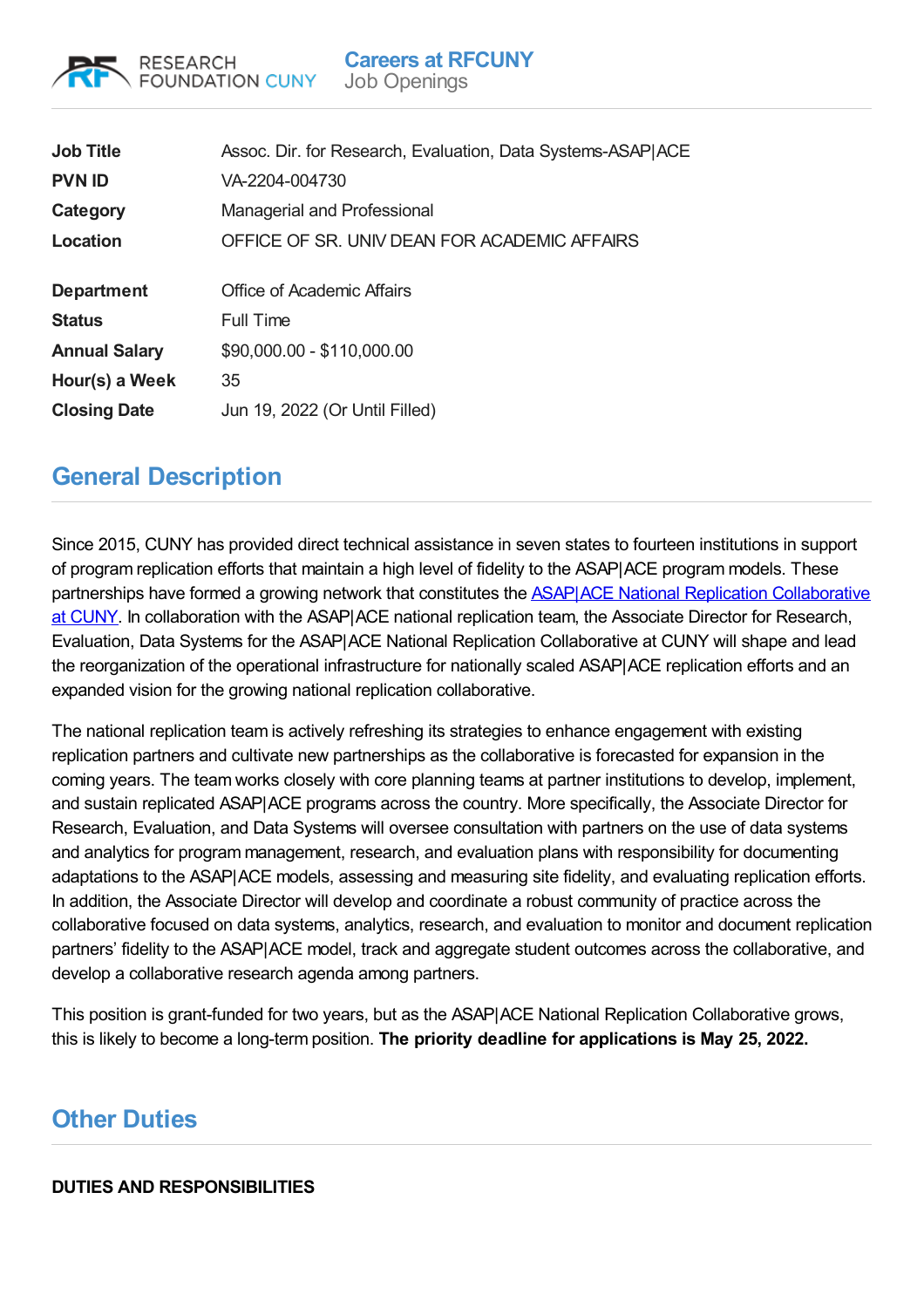RESEARCH FOUNDATION CUNY

**Careers at RFCUNY**
Job Openings

| | |
|---|---|
| **Job Title** | Assoc. Dir. for Research, Evaluation, Data Systems-ASAP|ACE |
| **PVN ID** | VA-2204-004730 |
| **Category** | Managerial and Professional |
| **Location** | OFFICE OF SR. UNIV DEAN FOR ACADEMIC AFFAIRS |
| **Department** | Office of Academic Affairs |
| **Status** | Full Time |
| **Annual Salary** | $90,000.00 - $110,000.00 |
| **Hour(s) a Week** | 35 |
| **Closing Date** | Jun 19, 2022 (Or Until Filled) |

## General Description

Since 2015, CUNY has provided direct technical assistance in seven states to fourteen institutions in support of program replication efforts that maintain a high level of fidelity to the ASAP|ACE program models. These partnerships have formed a growing network that constitutes the ASAP|ACE National Replication Collaborative at CUNY. In collaboration with the ASAP|ACE national replication team, the Associate Director for Research, Evaluation, Data Systems for the ASAP|ACE National Replication Collaborative at CUNY will shape and lead the reorganization of the operational infrastructure for nationally scaled ASAP|ACE replication efforts and an expanded vision for the growing national replication collaborative.

The national replication team is actively refreshing its strategies to enhance engagement with existing replication partners and cultivate new partnerships as the collaborative is forecasted for expansion in the coming years. The team works closely with core planning teams at partner institutions to develop, implement, and sustain replicated ASAP|ACE programs across the country. More specifically, the Associate Director for Research, Evaluation, and Data Systems will oversee consultation with partners on the use of data systems and analytics for program management, research, and evaluation plans with responsibility for documenting adaptations to the ASAP|ACE models, assessing and measuring site fidelity, and evaluating replication efforts. In addition, the Associate Director will develop and coordinate a robust community of practice across the collaborative focused on data systems, analytics, research, and evaluation to monitor and document replication partners' fidelity to the ASAP|ACE model, track and aggregate student outcomes across the collaborative, and develop a collaborative research agenda among partners.

This position is grant-funded for two years, but as the ASAP|ACE National Replication Collaborative grows, this is likely to become a long-term position. **The priority deadline for applications is May 25, 2022.**

## Other Duties

**DUTIES AND RESPONSIBILITIES**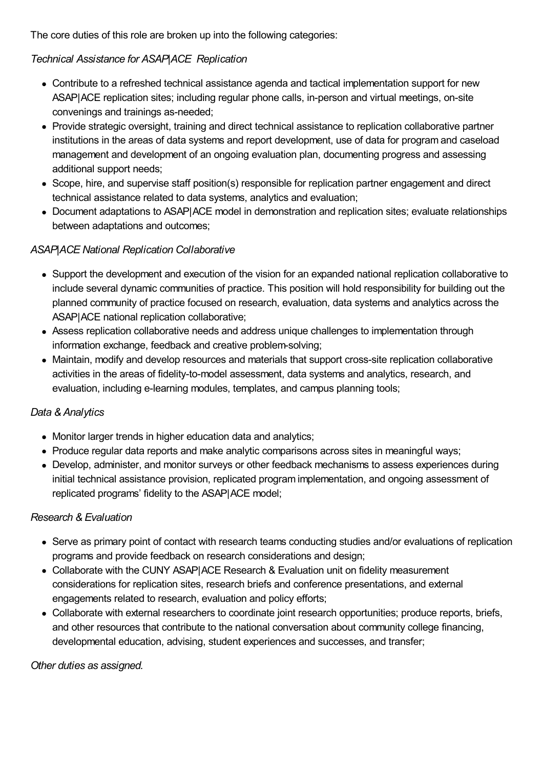The core duties of this role are broken up into the following categories:

*Technical Assistance for ASAP|ACE Replication*

- Contribute to a refreshed technical assistance agenda and tactical implementation support for new ASAP|ACE replication sites; including regular phone calls, in-person and virtual meetings, on-site convenings and trainings as-needed;
- Provide strategic oversight, training and direct technical assistance to replication collaborative partner institutions in the areas of data systems and report development, use of data for program and caseload management and development of an ongoing evaluation plan, documenting progress and assessing additional support needs;
- Scope, hire, and supervise staff position(s) responsible for replication partner engagement and direct technical assistance related to data systems, analytics and evaluation;
- Document adaptations to ASAP|ACE model in demonstration and replication sites; evaluate relationships between adaptations and outcomes;

*ASAP|ACE National Replication Collaborative*

- Support the development and execution of the vision for an expanded national replication collaborative to include several dynamic communities of practice. This position will hold responsibility for building out the planned community of practice focused on research, evaluation, data systems and analytics across the ASAP|ACE national replication collaborative;
- Assess replication collaborative needs and address unique challenges to implementation through information exchange, feedback and creative problem-solving;
- Maintain, modify and develop resources and materials that support cross-site replication collaborative activities in the areas of fidelity-to-model assessment, data systems and analytics, research, and evaluation, including e-learning modules, templates, and campus planning tools;

*Data & Analytics*

- Monitor larger trends in higher education data and analytics;
- Produce regular data reports and make analytic comparisons across sites in meaningful ways;
- Develop, administer, and monitor surveys or other feedback mechanisms to assess experiences during initial technical assistance provision, replicated program implementation, and ongoing assessment of replicated programs' fidelity to the ASAP|ACE model;

*Research & Evaluation*

- Serve as primary point of contact with research teams conducting studies and/or evaluations of replication programs and provide feedback on research considerations and design;
- Collaborate with the CUNY ASAP|ACE Research & Evaluation unit on fidelity measurement considerations for replication sites, research briefs and conference presentations, and external engagements related to research, evaluation and policy efforts;
- Collaborate with external researchers to coordinate joint research opportunities; produce reports, briefs, and other resources that contribute to the national conversation about community college financing, developmental education, advising, student experiences and successes, and transfer;

*Other duties as assigned.*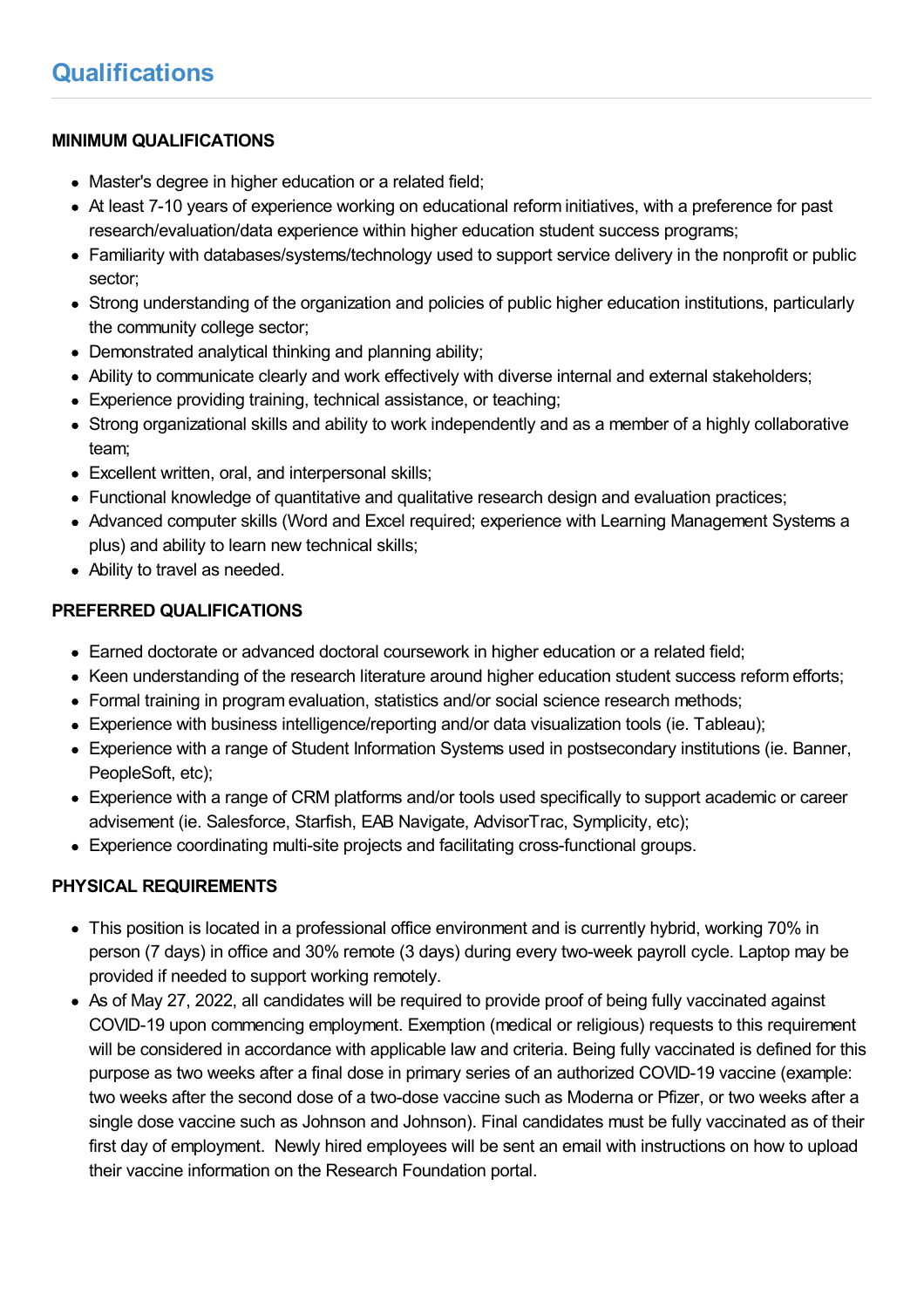## Qualifications

**MINIMUM QUALIFICATIONS**

- Master's degree in higher education or a related field;
- At least 7-10 years of experience working on educational reform initiatives, with a preference for past research/evaluation/data experience within higher education student success programs;
- Familiarity with databases/systems/technology used to support service delivery in the nonprofit or public sector;
- Strong understanding of the organization and policies of public higher education institutions, particularly the community college sector;
- Demonstrated analytical thinking and planning ability;
- Ability to communicate clearly and work effectively with diverse internal and external stakeholders;
- Experience providing training, technical assistance, or teaching;
- Strong organizational skills and ability to work independently and as a member of a highly collaborative team;
- Excellent written, oral, and interpersonal skills;
- Functional knowledge of quantitative and qualitative research design and evaluation practices;
- Advanced computer skills (Word and Excel required; experience with Learning Management Systems a plus) and ability to learn new technical skills;
- Ability to travel as needed.

**PREFERRED QUALIFICATIONS**

- Earned doctorate or advanced doctoral coursework in higher education or a related field;
- Keen understanding of the research literature around higher education student success reform efforts;
- Formal training in program evaluation, statistics and/or social science research methods;
- Experience with business intelligence/reporting and/or data visualization tools (ie. Tableau);
- Experience with a range of Student Information Systems used in postsecondary institutions (ie. Banner, PeopleSoft, etc);
- Experience with a range of CRM platforms and/or tools used specifically to support academic or career advisement (ie. Salesforce, Starfish, EAB Navigate, AdvisorTrac, Symplicity, etc);
- Experience coordinating multi-site projects and facilitating cross-functional groups.

**PHYSICAL REQUIREMENTS**

- This position is located in a professional office environment and is currently hybrid, working 70% in person (7 days) in office and 30% remote (3 days) during every two-week payroll cycle. Laptop may be provided if needed to support working remotely.
- As of May 27, 2022, all candidates will be required to provide proof of being fully vaccinated against COVID-19 upon commencing employment. Exemption (medical or religious) requests to this requirement will be considered in accordance with applicable law and criteria. Being fully vaccinated is defined for this purpose as two weeks after a final dose in primary series of an authorized COVID-19 vaccine (example: two weeks after the second dose of a two-dose vaccine such as Moderna or Pfizer, or two weeks after a single dose vaccine such as Johnson and Johnson). Final candidates must be fully vaccinated as of their first day of employment. Newly hired employees will be sent an email with instructions on how to upload their vaccine information on the Research Foundation portal.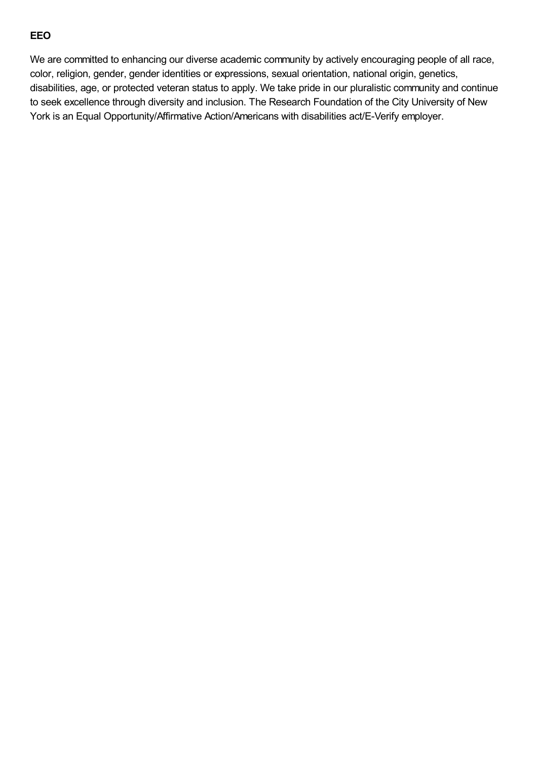**EEO**

We are committed to enhancing our diverse academic community by actively encouraging people of all race, color, religion, gender, gender identities or expressions, sexual orientation, national origin, genetics, disabilities, age, or protected veteran status to apply. We take pride in our pluralistic community and continue to seek excellence through diversity and inclusion. The Research Foundation of the City University of New York is an Equal Opportunity/Affirmative Action/Americans with disabilities act/E-Verify employer.